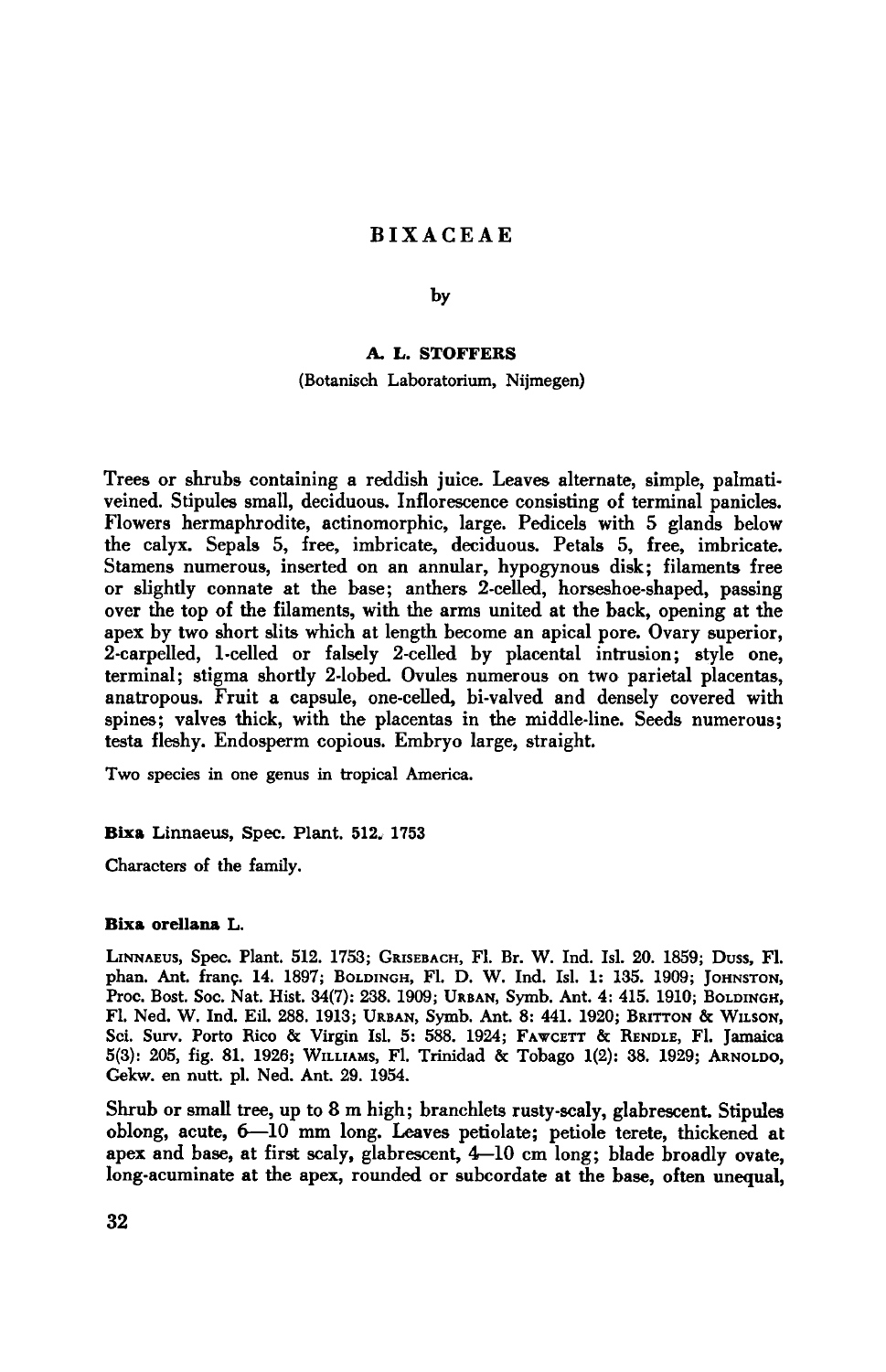# BIXACEAE

by

**A. L. STOFFERS**

(Botanisch Laboratorium, Nijmegen)

Trees or shrubs containing a reddish juice. Leaves alternate, simple, palmati-veined. Stipules small, deciduous. Inflorescence consisting of terminal panicles. Flowers hermaphrodite, actinomorphic, large. Pedicels with 5 glands below the calyx. Sepals 5, free, imbricate, deciduous. Petals 5, free, imbricate. Stamens numerous, inserted on an annular, hypogynous disk; filaments free or slightly connate at the base; anthers 2-celled, horseshoe-shaped, passing over the top of the filaments, with the arms united at the back, opening at the apex by two short slits which at length become an apical pore. Ovary superior, 2-carpelled, 1-celled or falsely 2-celled by placental intrusion; style one, terminal; stigma shortly 2-lobed. Ovules numerous on two parietal placentas, anatropous. Fruit a capsule, one-celled, bi-valved and densely covered with spines; valves thick, with the placentas in the middle-line. Seeds numerous; testa fleshy. Endosperm copious. Embryo large, straight.

Two species in one genus in tropical America.

**Bixa** Linnaeus, Spec. Plant. 512. 1753

Characters of the family.

**Bixa orellana L.**

LINNAEUS, Spec. Plant. 512. 1753; GRISEBACH, Fl. Br. W. Ind. Isl. 20. 1859; DUSS, Fl. phan. Ant. franç. 14. 1897; BOLDINGH, Fl. D. W. Ind. Isl. 1: 135. 1909; JOHNSTON, Proc. Bost. Soc. Nat. Hist. 34(7): 238. 1909; URBAN, Symb. Ant. 4: 415. 1910; BOLDINGH, Fl. Ned. W. Ind. Eil. 288. 1913; URBAN, Symb. Ant. 8: 441. 1920; BRITTON & WILSON, Sci. Surv. Porto Rico & Virgin Isl. 5: 588. 1924; FAWCETT & RENDLE, Fl. Jamaica 5(3): 205, fig. 81. 1926; WILLIAMS, Fl. Trinidad & Tobago 1(2): 38. 1929; ARNOLDO, Gekw. en nutt. pl. Ned. Ant. 29. 1954.

Shrub or small tree, up to 8 m high; branchlets rusty-scaly, glabrescent. Stipules oblong, acute, 6—10 mm long. Leaves petiolate; petiole terete, thickened at apex and base, at first scaly, glabrescent, 4—10 cm long; blade broadly ovate, long-acuminate at the apex, rounded or subcordate at the base, often unequal,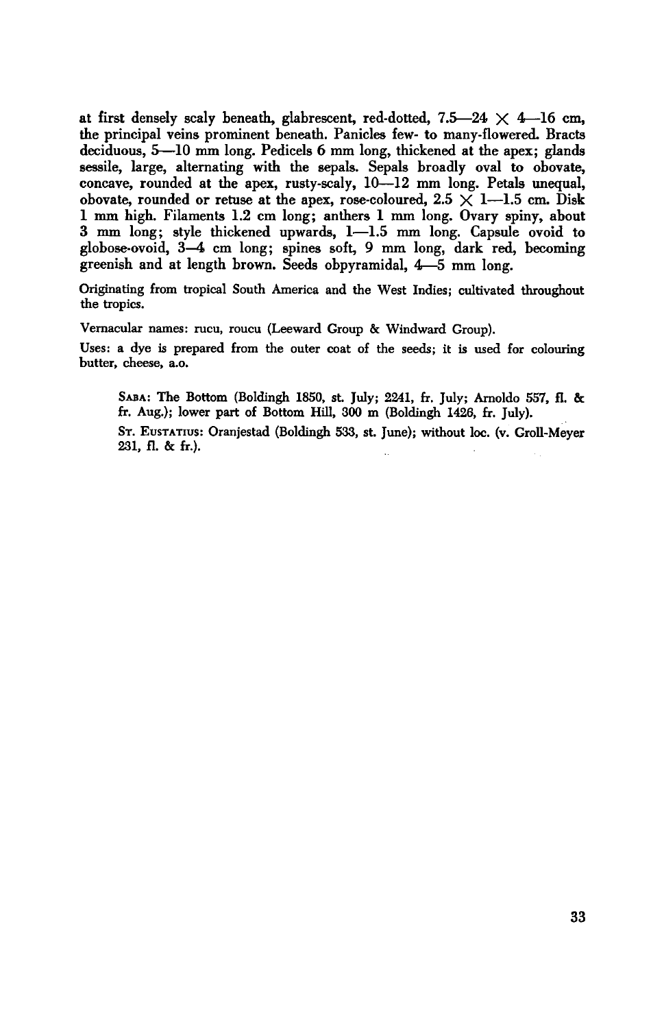at first densely scaly beneath, glabrescent, red-dotted, 7.5—24 × 4—16 cm, the principal veins prominent beneath. Panicles few- to many-flowered. Bracts deciduous, 5—10 mm long. Pedicels 6 mm long, thickened at the apex; glands sessile, large, alternating with the sepals. Sepals broadly oval to obovate, concave, rounded at the apex, rusty-scaly, 10—12 mm long. Petals unequal, obovate, rounded or retuse at the apex, rose-coloured, 2.5 × 1—1.5 cm. Disk 1 mm high. Filaments 1.2 cm long; anthers 1 mm long. Ovary spiny, about 3 mm long; style thickened upwards, 1—1.5 mm long. Capsule ovoid to globose-ovoid, 3—4 cm long; spines soft, 9 mm long, dark red, becoming greenish and at length brown. Seeds obpyramidal, 4—5 mm long.

Originating from tropical South America and the West Indies; cultivated throughout the tropics.

Vernacular names: rucu, roucu (Leeward Group & Windward Group).

Uses: a dye is prepared from the outer coat of the seeds; it is used for colouring butter, cheese, a.o.

SABA: The Bottom (Boldingh 1850, st. July; 2241, fr. July; Arnoldo 557, fl. & fr. Aug.); lower part of Bottom Hill, 300 m (Boldingh 1426, fr. July).

ST. EUSTATIUS: Oranjestad (Boldingh 533, st. June); without loc. (v. Groll-Meyer 231, fl. & fr.).